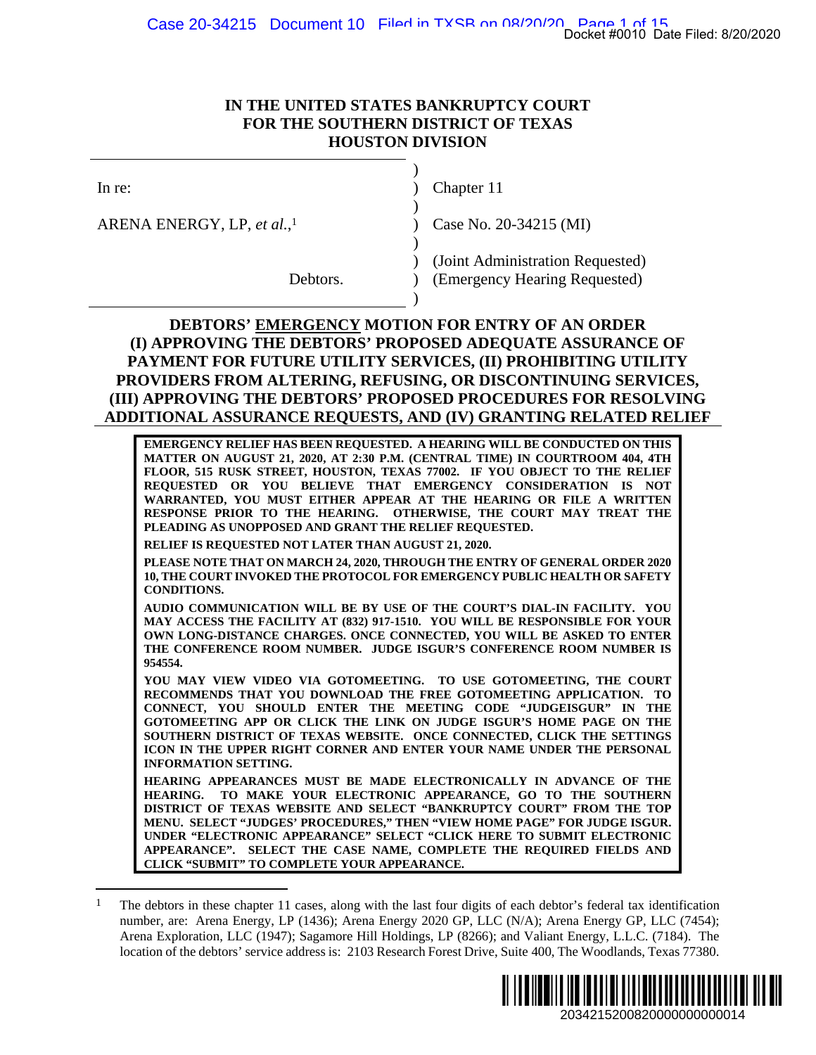# IN THE UNITED STATES BANKRUPTCY COURT FOR THE SOUTHERN DISTRICT OF TEXAS HOUSTON DIVISION

| | | |
|---|---|---|
| In re: | ) | Chapter 11 |
| ARENA ENERGY, LP, *et al.*,[1] | ) | Case No. 20-34215 (MI) |
| | ) | (Joint Administration Requested) |
| Debtors. | ) | (Emergency Hearing Requested) |

## DEBTORS' EMERGENCY MOTION FOR ENTRY OF AN ORDER (I) APPROVING THE DEBTORS' PROPOSED ADEQUATE ASSURANCE OF PAYMENT FOR FUTURE UTILITY SERVICES, (II) PROHIBITING UTILITY PROVIDERS FROM ALTERING, REFUSING, OR DISCONTINUING SERVICES, (III) APPROVING THE DEBTORS' PROPOSED PROCEDURES FOR RESOLVING ADDITIONAL ASSURANCE REQUESTS, AND (IV) GRANTING RELATED RELIEF

**EMERGENCY RELIEF HAS BEEN REQUESTED. A HEARING WILL BE CONDUCTED ON THIS MATTER ON AUGUST 21, 2020, AT 2:30 P.M. (CENTRAL TIME) IN COURTROOM 404, 4TH FLOOR, 515 RUSK STREET, HOUSTON, TEXAS 77002. IF YOU OBJECT TO THE RELIEF REQUESTED OR YOU BELIEVE THAT EMERGENCY CONSIDERATION IS NOT WARRANTED, YOU MUST EITHER APPEAR AT THE HEARING OR FILE A WRITTEN RESPONSE PRIOR TO THE HEARING. OTHERWISE, THE COURT MAY TREAT THE PLEADING AS UNOPPOSED AND GRANT THE RELIEF REQUESTED.**

**RELIEF IS REQUESTED NOT LATER THAN AUGUST 21, 2020.**

**PLEASE NOTE THAT ON MARCH 24, 2020, THROUGH THE ENTRY OF GENERAL ORDER 2020 10, THE COURT INVOKED THE PROTOCOL FOR EMERGENCY PUBLIC HEALTH OR SAFETY CONDITIONS.**

**AUDIO COMMUNICATION WILL BE BY USE OF THE COURT'S DIAL-IN FACILITY. YOU MAY ACCESS THE FACILITY AT (832) 917-1510. YOU WILL BE RESPONSIBLE FOR YOUR OWN LONG-DISTANCE CHARGES. ONCE CONNECTED, YOU WILL BE ASKED TO ENTER THE CONFERENCE ROOM NUMBER. JUDGE ISGUR'S CONFERENCE ROOM NUMBER IS 954554.**

**YOU MAY VIEW VIDEO VIA GOTOMEETING. TO USE GOTOMEETING, THE COURT RECOMMENDS THAT YOU DOWNLOAD THE FREE GOTOMEETING APPLICATION. TO CONNECT, YOU SHOULD ENTER THE MEETING CODE "JUDGEISGUR" IN THE GOTOMEETING APP OR CLICK THE LINK ON JUDGE ISGUR'S HOME PAGE ON THE SOUTHERN DISTRICT OF TEXAS WEBSITE. ONCE CONNECTED, CLICK THE SETTINGS ICON IN THE UPPER RIGHT CORNER AND ENTER YOUR NAME UNDER THE PERSONAL INFORMATION SETTING.**

**HEARING APPEARANCES MUST BE MADE ELECTRONICALLY IN ADVANCE OF THE HEARING. TO MAKE YOUR ELECTRONIC APPEARANCE, GO TO THE SOUTHERN DISTRICT OF TEXAS WEBSITE AND SELECT "BANKRUPTCY COURT" FROM THE TOP MENU. SELECT "JUDGES' PROCEDURES," THEN "VIEW HOME PAGE" FOR JUDGE ISGUR. UNDER "ELECTRONIC APPEARANCE" SELECT "CLICK HERE TO SUBMIT ELECTRONIC APPEARANCE". SELECT THE CASE NAME, COMPLETE THE REQUIRED FIELDS AND CLICK "SUBMIT" TO COMPLETE YOUR APPEARANCE.**

[1] The debtors in these chapter 11 cases, along with the last four digits of each debtor's federal tax identification number, are: Arena Energy, LP (1436); Arena Energy 2020 GP, LLC (N/A); Arena Energy GP, LLC (7454); Arena Exploration, LLC (1947); Sagamore Hill Holdings, LP (8266); and Valiant Energy, L.L.C. (7184). The location of the debtors' service address is: 2103 Research Forest Drive, Suite 400, The Woodlands, Texas 77380.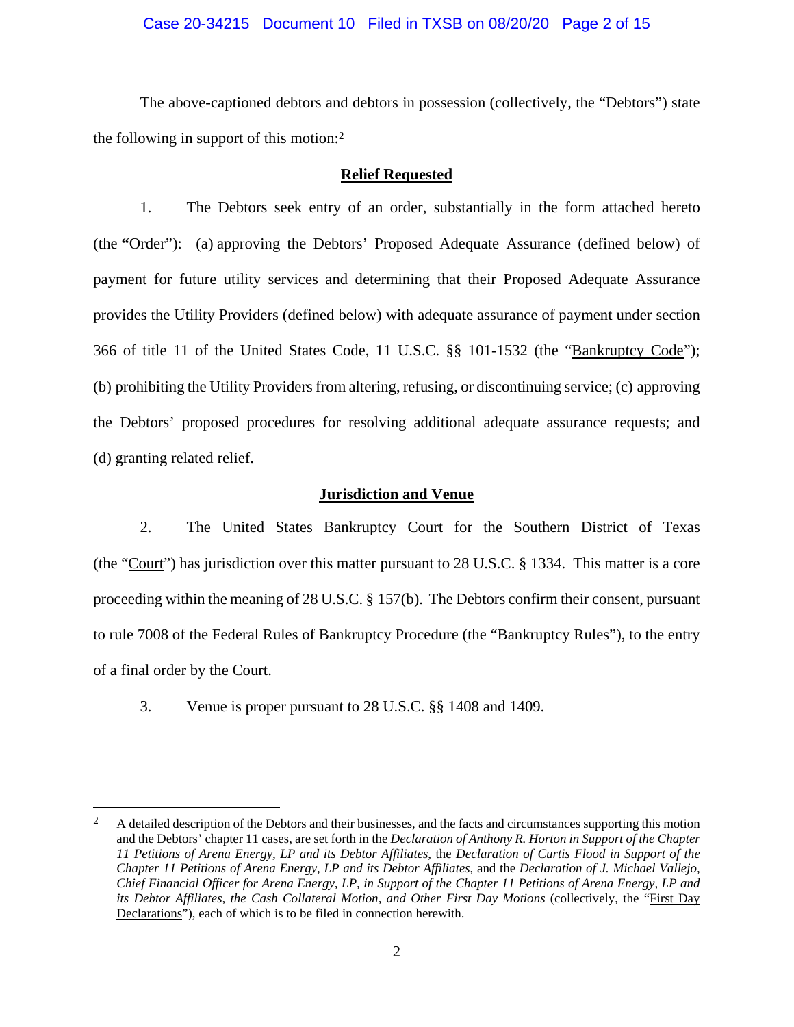The above-captioned debtors and debtors in possession (collectively, the "Debtors") state the following in support of this motion:[2]

## Relief Requested

1. The Debtors seek entry of an order, substantially in the form attached hereto (the "Order"): (a) approving the Debtors' Proposed Adequate Assurance (defined below) of payment for future utility services and determining that their Proposed Adequate Assurance provides the Utility Providers (defined below) with adequate assurance of payment under section 366 of title 11 of the United States Code, 11 U.S.C. §§ 101-1532 (the "Bankruptcy Code"); (b) prohibiting the Utility Providers from altering, refusing, or discontinuing service; (c) approving the Debtors' proposed procedures for resolving additional adequate assurance requests; and (d) granting related relief.

## Jurisdiction and Venue

2. The United States Bankruptcy Court for the Southern District of Texas (the "Court") has jurisdiction over this matter pursuant to 28 U.S.C. § 1334. This matter is a core proceeding within the meaning of 28 U.S.C. § 157(b). The Debtors confirm their consent, pursuant to rule 7008 of the Federal Rules of Bankruptcy Procedure (the "Bankruptcy Rules"), to the entry of a final order by the Court.

3. Venue is proper pursuant to 28 U.S.C. §§ 1408 and 1409.

---

[2] A detailed description of the Debtors and their businesses, and the facts and circumstances supporting this motion and the Debtors' chapter 11 cases, are set forth in the *Declaration of Anthony R. Horton in Support of the Chapter 11 Petitions of Arena Energy, LP and its Debtor Affiliates*, the *Declaration of Curtis Flood in Support of the Chapter 11 Petitions of Arena Energy, LP and its Debtor Affiliates*, and the *Declaration of J. Michael Vallejo, Chief Financial Officer for Arena Energy, LP, in Support of the Chapter 11 Petitions of Arena Energy, LP and its Debtor Affiliates, the Cash Collateral Motion, and Other First Day Motions* (collectively, the "First Day Declarations"), each of which is to be filed in connection herewith.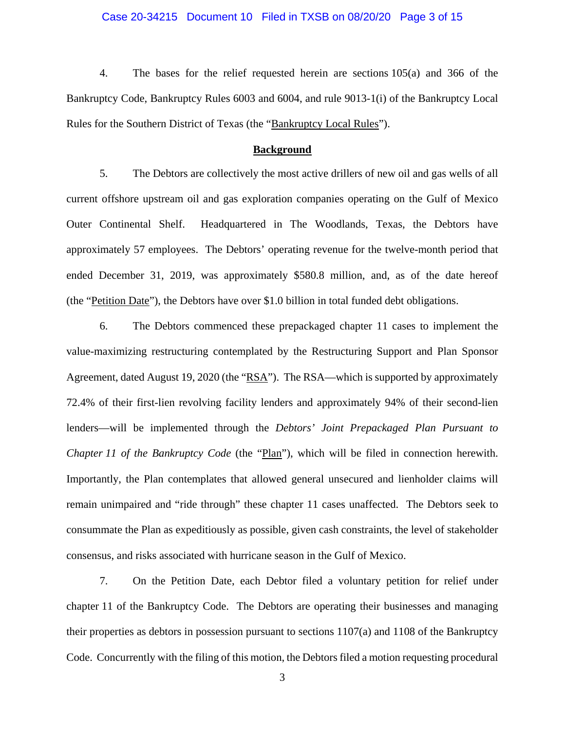4. The bases for the relief requested herein are sections 105(a) and 366 of the Bankruptcy Code, Bankruptcy Rules 6003 and 6004, and rule 9013-1(i) of the Bankruptcy Local Rules for the Southern District of Texas (the "Bankruptcy Local Rules").

## Background

5. The Debtors are collectively the most active drillers of new oil and gas wells of all current offshore upstream oil and gas exploration companies operating on the Gulf of Mexico Outer Continental Shelf. Headquartered in The Woodlands, Texas, the Debtors have approximately 57 employees. The Debtors' operating revenue for the twelve-month period that ended December 31, 2019, was approximately $580.8 million, and, as of the date hereof (the "Petition Date"), the Debtors have over $1.0 billion in total funded debt obligations.

6. The Debtors commenced these prepackaged chapter 11 cases to implement the value-maximizing restructuring contemplated by the Restructuring Support and Plan Sponsor Agreement, dated August 19, 2020 (the "RSA"). The RSA—which is supported by approximately 72.4% of their first-lien revolving facility lenders and approximately 94% of their second-lien lenders—will be implemented through the *Debtors' Joint Prepackaged Plan Pursuant to Chapter 11 of the Bankruptcy Code* (the "Plan"), which will be filed in connection herewith. Importantly, the Plan contemplates that allowed general unsecured and lienholder claims will remain unimpaired and "ride through" these chapter 11 cases unaffected. The Debtors seek to consummate the Plan as expeditiously as possible, given cash constraints, the level of stakeholder consensus, and risks associated with hurricane season in the Gulf of Mexico.

7. On the Petition Date, each Debtor filed a voluntary petition for relief under chapter 11 of the Bankruptcy Code. The Debtors are operating their businesses and managing their properties as debtors in possession pursuant to sections 1107(a) and 1108 of the Bankruptcy Code. Concurrently with the filing of this motion, the Debtors filed a motion requesting procedural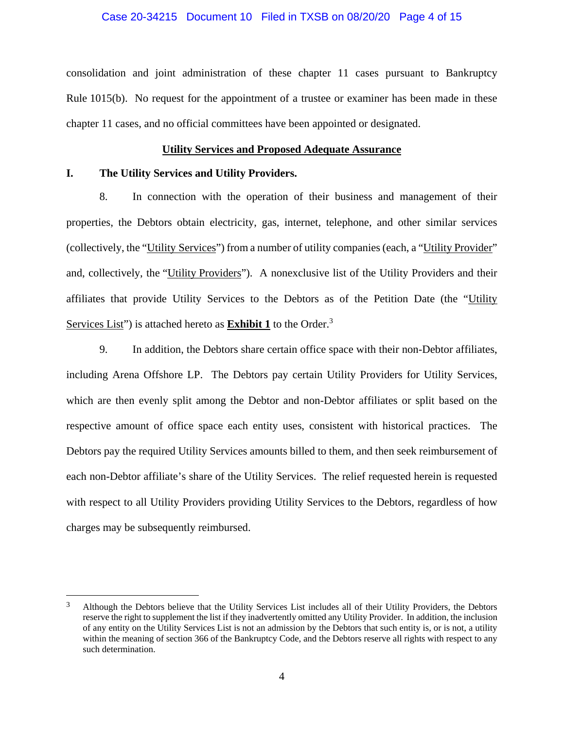consolidation and joint administration of these chapter 11 cases pursuant to Bankruptcy Rule 1015(b). No request for the appointment of a trustee or examiner has been made in these chapter 11 cases, and no official committees have been appointed or designated.

## Utility Services and Proposed Adequate Assurance

### I. The Utility Services and Utility Providers.

8. In connection with the operation of their business and management of their properties, the Debtors obtain electricity, gas, internet, telephone, and other similar services (collectively, the "Utility Services") from a number of utility companies (each, a "Utility Provider" and, collectively, the "Utility Providers"). A nonexclusive list of the Utility Providers and their affiliates that provide Utility Services to the Debtors as of the Petition Date (the "Utility Services List") is attached hereto as **Exhibit 1** to the Order.[3]

9. In addition, the Debtors share certain office space with their non-Debtor affiliates, including Arena Offshore LP. The Debtors pay certain Utility Providers for Utility Services, which are then evenly split among the Debtor and non-Debtor affiliates or split based on the respective amount of office space each entity uses, consistent with historical practices. The Debtors pay the required Utility Services amounts billed to them, and then seek reimbursement of each non-Debtor affiliate's share of the Utility Services. The relief requested herein is requested with respect to all Utility Providers providing Utility Services to the Debtors, regardless of how charges may be subsequently reimbursed.

---

[3] Although the Debtors believe that the Utility Services List includes all of their Utility Providers, the Debtors reserve the right to supplement the list if they inadvertently omitted any Utility Provider. In addition, the inclusion of any entity on the Utility Services List is not an admission by the Debtors that such entity is, or is not, a utility within the meaning of section 366 of the Bankruptcy Code, and the Debtors reserve all rights with respect to any such determination.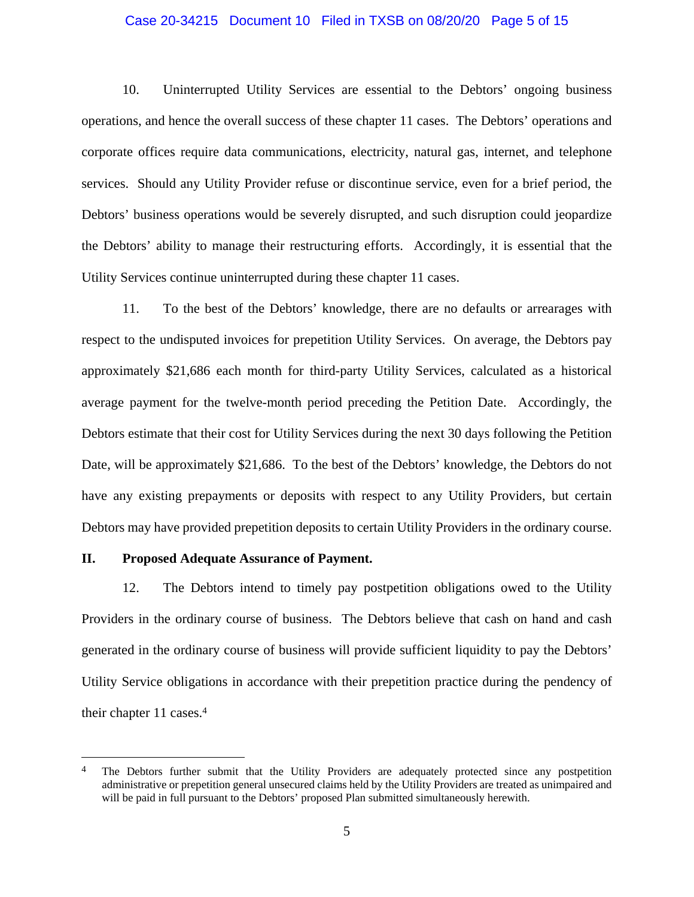10. Uninterrupted Utility Services are essential to the Debtors' ongoing business operations, and hence the overall success of these chapter 11 cases. The Debtors' operations and corporate offices require data communications, electricity, natural gas, internet, and telephone services. Should any Utility Provider refuse or discontinue service, even for a brief period, the Debtors' business operations would be severely disrupted, and such disruption could jeopardize the Debtors' ability to manage their restructuring efforts. Accordingly, it is essential that the Utility Services continue uninterrupted during these chapter 11 cases.

11. To the best of the Debtors' knowledge, there are no defaults or arrearages with respect to the undisputed invoices for prepetition Utility Services. On average, the Debtors pay approximately $21,686 each month for third-party Utility Services, calculated as a historical average payment for the twelve-month period preceding the Petition Date. Accordingly, the Debtors estimate that their cost for Utility Services during the next 30 days following the Petition Date, will be approximately $21,686. To the best of the Debtors' knowledge, the Debtors do not have any existing prepayments or deposits with respect to any Utility Providers, but certain Debtors may have provided prepetition deposits to certain Utility Providers in the ordinary course.

## II. Proposed Adequate Assurance of Payment.

12. The Debtors intend to timely pay postpetition obligations owed to the Utility Providers in the ordinary course of business. The Debtors believe that cash on hand and cash generated in the ordinary course of business will provide sufficient liquidity to pay the Debtors' Utility Service obligations in accordance with their prepetition practice during the pendency of their chapter 11 cases.[4]

---

[4] The Debtors further submit that the Utility Providers are adequately protected since any postpetition administrative or prepetition general unsecured claims held by the Utility Providers are treated as unimpaired and will be paid in full pursuant to the Debtors' proposed Plan submitted simultaneously herewith.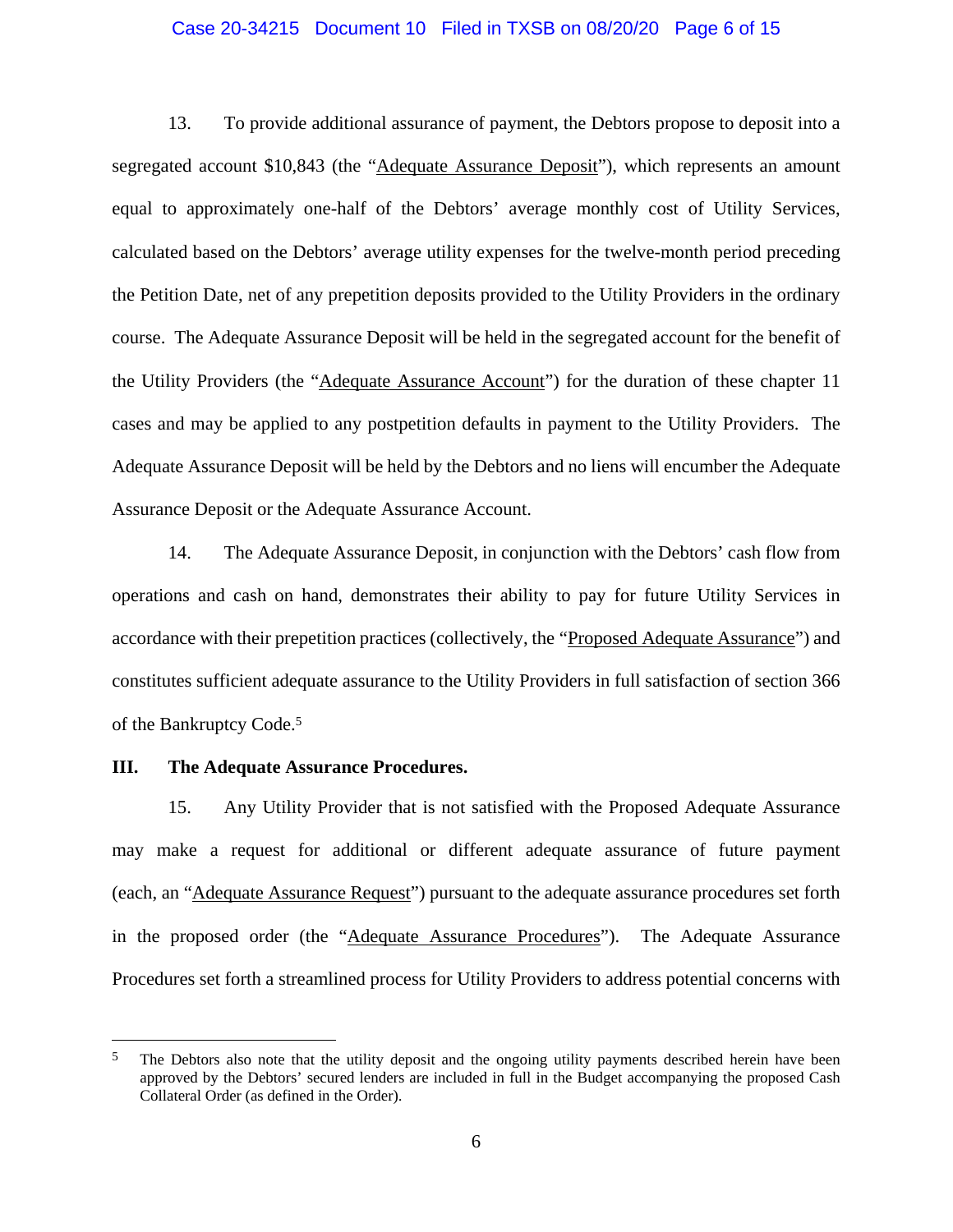13. To provide additional assurance of payment, the Debtors propose to deposit into a segregated account $10,843 (the "Adequate Assurance Deposit"), which represents an amount equal to approximately one-half of the Debtors' average monthly cost of Utility Services, calculated based on the Debtors' average utility expenses for the twelve-month period preceding the Petition Date, net of any prepetition deposits provided to the Utility Providers in the ordinary course. The Adequate Assurance Deposit will be held in the segregated account for the benefit of the Utility Providers (the "Adequate Assurance Account") for the duration of these chapter 11 cases and may be applied to any postpetition defaults in payment to the Utility Providers. The Adequate Assurance Deposit will be held by the Debtors and no liens will encumber the Adequate Assurance Deposit or the Adequate Assurance Account.

14. The Adequate Assurance Deposit, in conjunction with the Debtors' cash flow from operations and cash on hand, demonstrates their ability to pay for future Utility Services in accordance with their prepetition practices (collectively, the "Proposed Adequate Assurance") and constitutes sufficient adequate assurance to the Utility Providers in full satisfaction of section 366 of the Bankruptcy Code.[5]

## III. The Adequate Assurance Procedures.

15. Any Utility Provider that is not satisfied with the Proposed Adequate Assurance may make a request for additional or different adequate assurance of future payment (each, an "Adequate Assurance Request") pursuant to the adequate assurance procedures set forth in the proposed order (the "Adequate Assurance Procedures"). The Adequate Assurance Procedures set forth a streamlined process for Utility Providers to address potential concerns with

---

[5] The Debtors also note that the utility deposit and the ongoing utility payments described herein have been approved by the Debtors' secured lenders are included in full in the Budget accompanying the proposed Cash Collateral Order (as defined in the Order).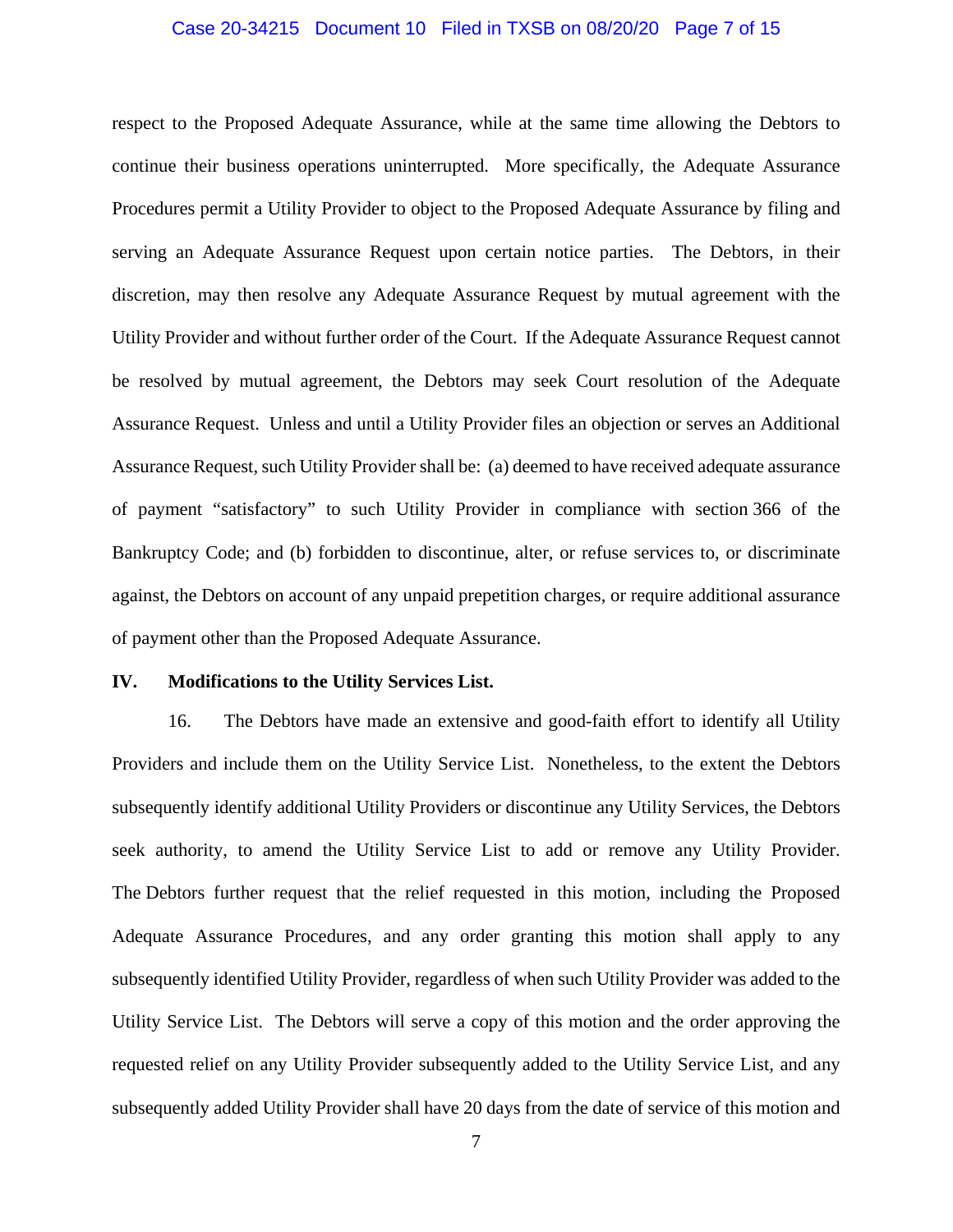respect to the Proposed Adequate Assurance, while at the same time allowing the Debtors to continue their business operations uninterrupted. More specifically, the Adequate Assurance Procedures permit a Utility Provider to object to the Proposed Adequate Assurance by filing and serving an Adequate Assurance Request upon certain notice parties. The Debtors, in their discretion, may then resolve any Adequate Assurance Request by mutual agreement with the Utility Provider and without further order of the Court. If the Adequate Assurance Request cannot be resolved by mutual agreement, the Debtors may seek Court resolution of the Adequate Assurance Request. Unless and until a Utility Provider files an objection or serves an Additional Assurance Request, such Utility Provider shall be: (a) deemed to have received adequate assurance of payment "satisfactory" to such Utility Provider in compliance with section 366 of the Bankruptcy Code; and (b) forbidden to discontinue, alter, or refuse services to, or discriminate against, the Debtors on account of any unpaid prepetition charges, or require additional assurance of payment other than the Proposed Adequate Assurance.

## IV. Modifications to the Utility Services List.

16. The Debtors have made an extensive and good-faith effort to identify all Utility Providers and include them on the Utility Service List. Nonetheless, to the extent the Debtors subsequently identify additional Utility Providers or discontinue any Utility Services, the Debtors seek authority, to amend the Utility Service List to add or remove any Utility Provider. The Debtors further request that the relief requested in this motion, including the Proposed Adequate Assurance Procedures, and any order granting this motion shall apply to any subsequently identified Utility Provider, regardless of when such Utility Provider was added to the Utility Service List. The Debtors will serve a copy of this motion and the order approving the requested relief on any Utility Provider subsequently added to the Utility Service List, and any subsequently added Utility Provider shall have 20 days from the date of service of this motion and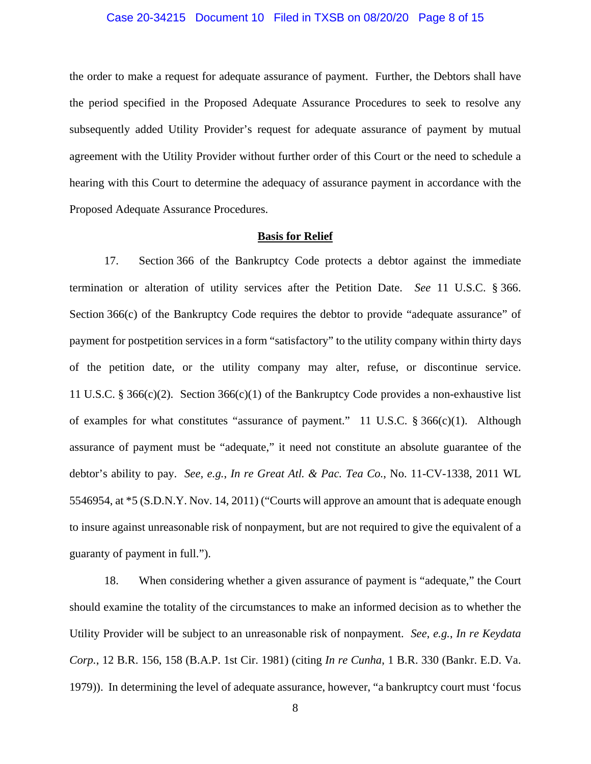the order to make a request for adequate assurance of payment. Further, the Debtors shall have the period specified in the Proposed Adequate Assurance Procedures to seek to resolve any subsequently added Utility Provider's request for adequate assurance of payment by mutual agreement with the Utility Provider without further order of this Court or the need to schedule a hearing with this Court to determine the adequacy of assurance payment in accordance with the Proposed Adequate Assurance Procedures.

**Basis for Relief**

17. Section 366 of the Bankruptcy Code protects a debtor against the immediate termination or alteration of utility services after the Petition Date. *See* 11 U.S.C. § 366. Section 366(c) of the Bankruptcy Code requires the debtor to provide "adequate assurance" of payment for postpetition services in a form "satisfactory" to the utility company within thirty days of the petition date, or the utility company may alter, refuse, or discontinue service. 11 U.S.C. § 366(c)(2). Section 366(c)(1) of the Bankruptcy Code provides a non-exhaustive list of examples for what constitutes "assurance of payment." 11 U.S.C. § 366(c)(1). Although assurance of payment must be "adequate," it need not constitute an absolute guarantee of the debtor's ability to pay. *See, e.g.*, *In re Great Atl. & Pac. Tea Co.*, No. 11-CV-1338, 2011 WL 5546954, at *5 (S.D.N.Y. Nov. 14, 2011) ("Courts will approve an amount that is adequate enough to insure against unreasonable risk of nonpayment, but are not required to give the equivalent of a guaranty of payment in full.").

18. When considering whether a given assurance of payment is "adequate," the Court should examine the totality of the circumstances to make an informed decision as to whether the Utility Provider will be subject to an unreasonable risk of nonpayment. *See, e.g.*, *In re Keydata Corp.*, 12 B.R. 156, 158 (B.A.P. 1st Cir. 1981) (citing *In re Cunha*, 1 B.R. 330 (Bankr. E.D. Va. 1979)). In determining the level of adequate assurance, however, "a bankruptcy court must 'focus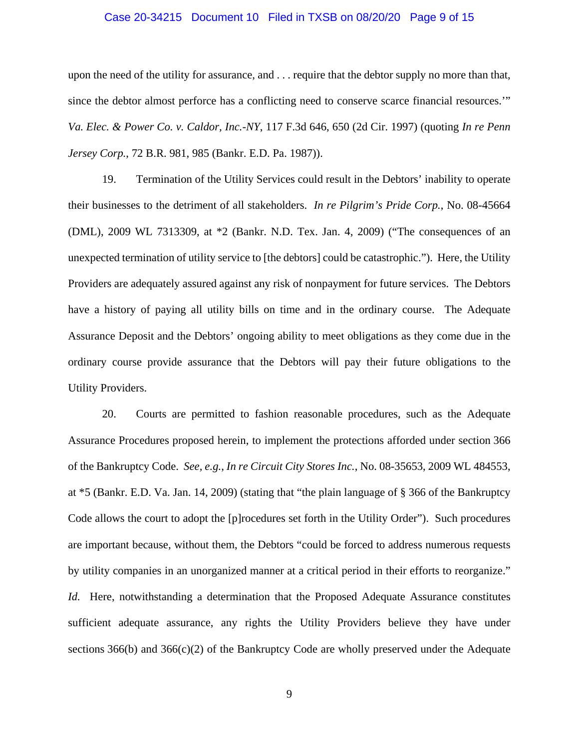upon the need of the utility for assurance, and . . . require that the debtor supply no more than that, since the debtor almost perforce has a conflicting need to conserve scarce financial resources.'" *Va. Elec. & Power Co. v. Caldor, Inc.-NY*, 117 F.3d 646, 650 (2d Cir. 1997) (quoting *In re Penn Jersey Corp.*, 72 B.R. 981, 985 (Bankr. E.D. Pa. 1987)).

19. Termination of the Utility Services could result in the Debtors' inability to operate their businesses to the detriment of all stakeholders. *In re Pilgrim's Pride Corp.*, No. 08-45664 (DML), 2009 WL 7313309, at *2 (Bankr. N.D. Tex. Jan. 4, 2009) ("The consequences of an unexpected termination of utility service to [the debtors] could be catastrophic."). Here, the Utility Providers are adequately assured against any risk of nonpayment for future services. The Debtors have a history of paying all utility bills on time and in the ordinary course. The Adequate Assurance Deposit and the Debtors' ongoing ability to meet obligations as they come due in the ordinary course provide assurance that the Debtors will pay their future obligations to the Utility Providers.

20. Courts are permitted to fashion reasonable procedures, such as the Adequate Assurance Procedures proposed herein, to implement the protections afforded under section 366 of the Bankruptcy Code. *See, e.g., In re Circuit City Stores Inc.*, No. 08-35653, 2009 WL 484553, at *5 (Bankr. E.D. Va. Jan. 14, 2009) (stating that "the plain language of § 366 of the Bankruptcy Code allows the court to adopt the [p]rocedures set forth in the Utility Order"). Such procedures are important because, without them, the Debtors "could be forced to address numerous requests by utility companies in an unorganized manner at a critical period in their efforts to reorganize." *Id.* Here, notwithstanding a determination that the Proposed Adequate Assurance constitutes sufficient adequate assurance, any rights the Utility Providers believe they have under sections 366(b) and 366(c)(2) of the Bankruptcy Code are wholly preserved under the Adequate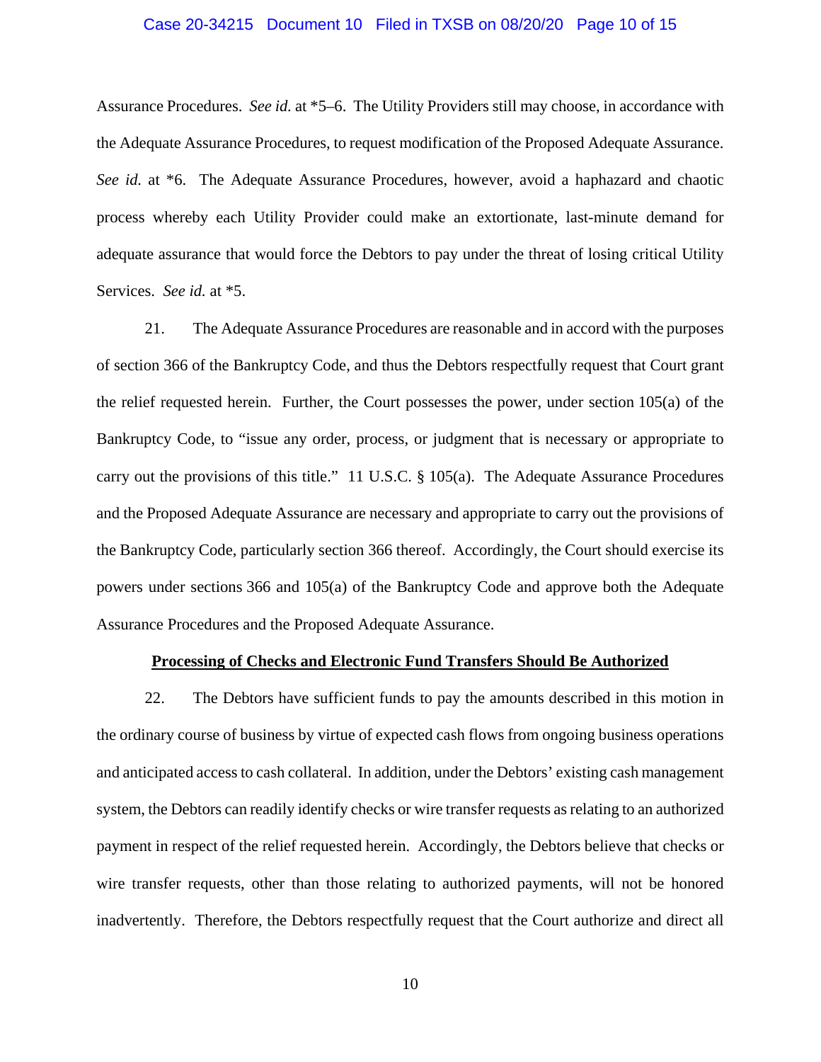Assurance Procedures. *See id.* at *5–6. The Utility Providers still may choose, in accordance with the Adequate Assurance Procedures, to request modification of the Proposed Adequate Assurance. *See id.* at *6. The Adequate Assurance Procedures, however, avoid a haphazard and chaotic process whereby each Utility Provider could make an extortionate, last-minute demand for adequate assurance that would force the Debtors to pay under the threat of losing critical Utility Services. *See id.* at *5.

21. The Adequate Assurance Procedures are reasonable and in accord with the purposes of section 366 of the Bankruptcy Code, and thus the Debtors respectfully request that Court grant the relief requested herein. Further, the Court possesses the power, under section 105(a) of the Bankruptcy Code, to "issue any order, process, or judgment that is necessary or appropriate to carry out the provisions of this title." 11 U.S.C. § 105(a). The Adequate Assurance Procedures and the Proposed Adequate Assurance are necessary and appropriate to carry out the provisions of the Bankruptcy Code, particularly section 366 thereof. Accordingly, the Court should exercise its powers under sections 366 and 105(a) of the Bankruptcy Code and approve both the Adequate Assurance Procedures and the Proposed Adequate Assurance.

**<u>Processing of Checks and Electronic Fund Transfers Should Be Authorized</u>**

22. The Debtors have sufficient funds to pay the amounts described in this motion in the ordinary course of business by virtue of expected cash flows from ongoing business operations and anticipated access to cash collateral. In addition, under the Debtors' existing cash management system, the Debtors can readily identify checks or wire transfer requests as relating to an authorized payment in respect of the relief requested herein. Accordingly, the Debtors believe that checks or wire transfer requests, other than those relating to authorized payments, will not be honored inadvertently. Therefore, the Debtors respectfully request that the Court authorize and direct all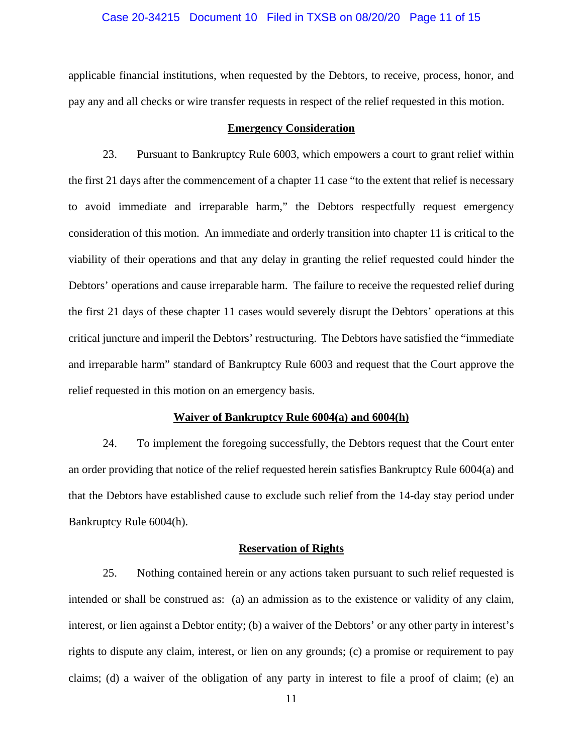applicable financial institutions, when requested by the Debtors, to receive, process, honor, and pay any and all checks or wire transfer requests in respect of the relief requested in this motion.

## **Emergency Consideration**

23. Pursuant to Bankruptcy Rule 6003, which empowers a court to grant relief within the first 21 days after the commencement of a chapter 11 case "to the extent that relief is necessary to avoid immediate and irreparable harm," the Debtors respectfully request emergency consideration of this motion. An immediate and orderly transition into chapter 11 is critical to the viability of their operations and that any delay in granting the relief requested could hinder the Debtors' operations and cause irreparable harm. The failure to receive the requested relief during the first 21 days of these chapter 11 cases would severely disrupt the Debtors' operations at this critical juncture and imperil the Debtors' restructuring. The Debtors have satisfied the "immediate and irreparable harm" standard of Bankruptcy Rule 6003 and request that the Court approve the relief requested in this motion on an emergency basis.

## **Waiver of Bankruptcy Rule 6004(a) and 6004(h)**

24. To implement the foregoing successfully, the Debtors request that the Court enter an order providing that notice of the relief requested herein satisfies Bankruptcy Rule 6004(a) and that the Debtors have established cause to exclude such relief from the 14-day stay period under Bankruptcy Rule 6004(h).

## **Reservation of Rights**

25. Nothing contained herein or any actions taken pursuant to such relief requested is intended or shall be construed as: (a) an admission as to the existence or validity of any claim, interest, or lien against a Debtor entity; (b) a waiver of the Debtors' or any other party in interest's rights to dispute any claim, interest, or lien on any grounds; (c) a promise or requirement to pay claims; (d) a waiver of the obligation of any party in interest to file a proof of claim; (e) an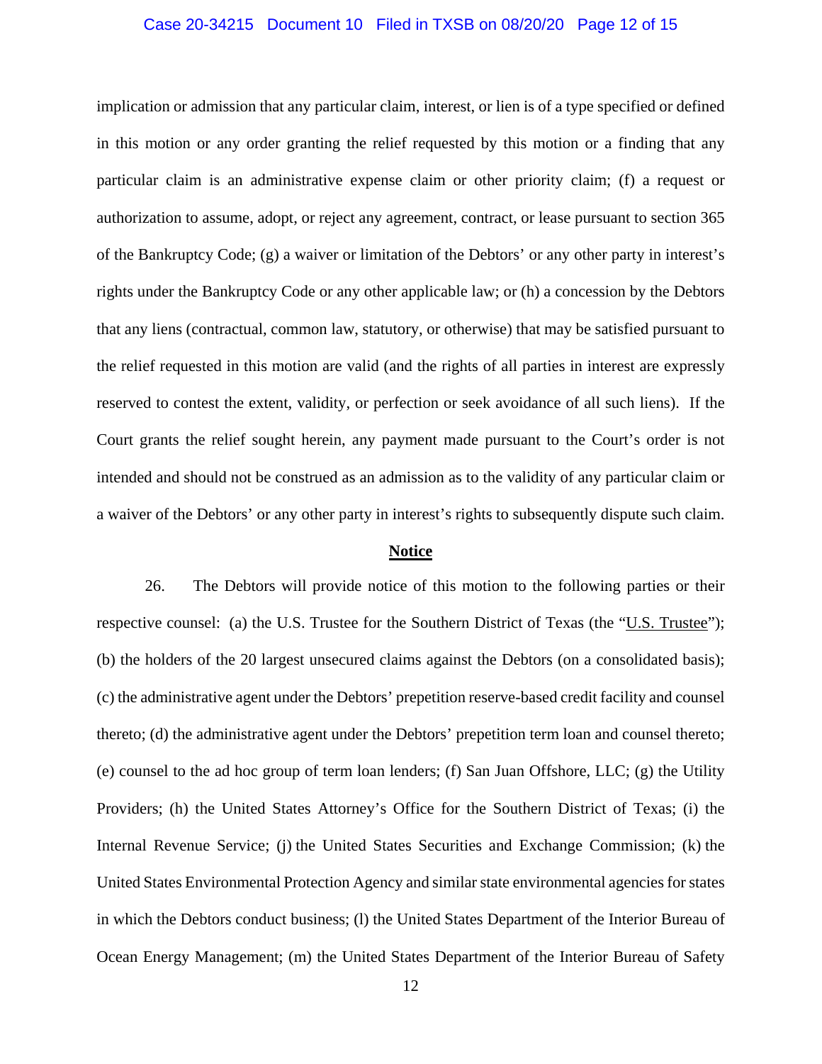implication or admission that any particular claim, interest, or lien is of a type specified or defined in this motion or any order granting the relief requested by this motion or a finding that any particular claim is an administrative expense claim or other priority claim; (f) a request or authorization to assume, adopt, or reject any agreement, contract, or lease pursuant to section 365 of the Bankruptcy Code; (g) a waiver or limitation of the Debtors' or any other party in interest's rights under the Bankruptcy Code or any other applicable law; or (h) a concession by the Debtors that any liens (contractual, common law, statutory, or otherwise) that may be satisfied pursuant to the relief requested in this motion are valid (and the rights of all parties in interest are expressly reserved to contest the extent, validity, or perfection or seek avoidance of all such liens). If the Court grants the relief sought herein, any payment made pursuant to the Court's order is not intended and should not be construed as an admission as to the validity of any particular claim or a waiver of the Debtors' or any other party in interest's rights to subsequently dispute such claim.

## Notice

26. The Debtors will provide notice of this motion to the following parties or their respective counsel: (a) the U.S. Trustee for the Southern District of Texas (the "U.S. Trustee"); (b) the holders of the 20 largest unsecured claims against the Debtors (on a consolidated basis); (c) the administrative agent under the Debtors' prepetition reserve-based credit facility and counsel thereto; (d) the administrative agent under the Debtors' prepetition term loan and counsel thereto; (e) counsel to the ad hoc group of term loan lenders; (f) San Juan Offshore, LLC; (g) the Utility Providers; (h) the United States Attorney's Office for the Southern District of Texas; (i) the Internal Revenue Service; (j) the United States Securities and Exchange Commission; (k) the United States Environmental Protection Agency and similar state environmental agencies for states in which the Debtors conduct business; (l) the United States Department of the Interior Bureau of Ocean Energy Management; (m) the United States Department of the Interior Bureau of Safety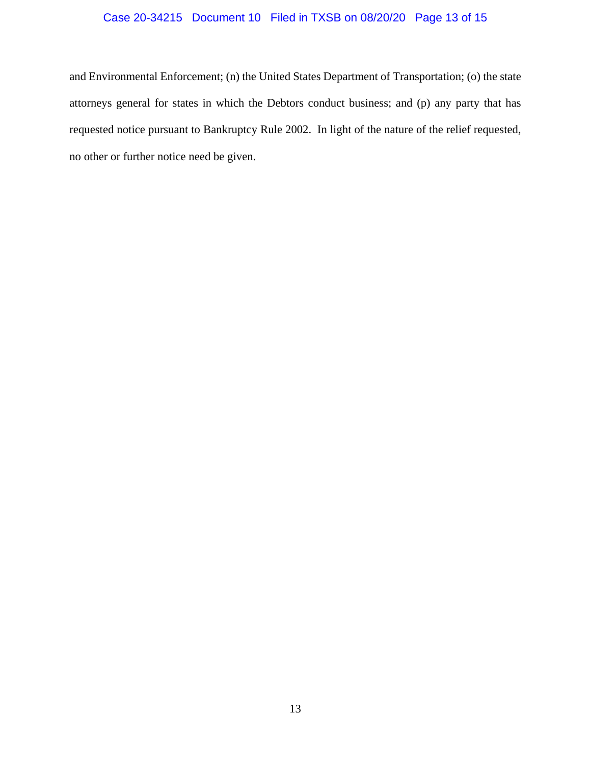and Environmental Enforcement; (n) the United States Department of Transportation; (o) the state attorneys general for states in which the Debtors conduct business; and (p) any party that has requested notice pursuant to Bankruptcy Rule 2002. In light of the nature of the relief requested, no other or further notice need be given.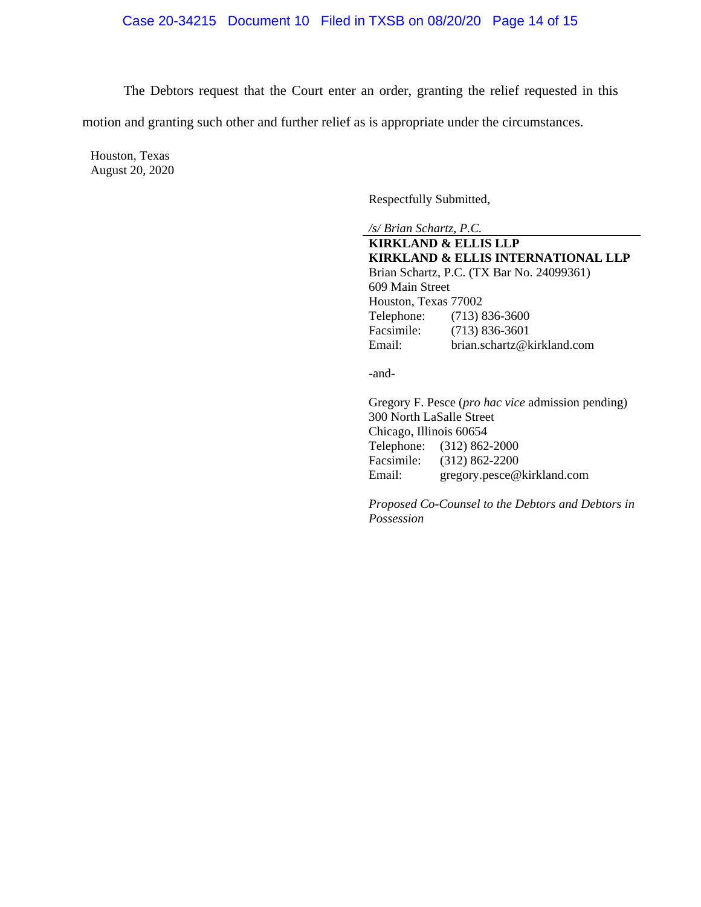The Debtors request that the Court enter an order, granting the relief requested in this motion and granting such other and further relief as is appropriate under the circumstances.

Houston, Texas
August 20, 2020

Respectfully Submitted,

*/s/ Brian Schartz, P.C.*
**KIRKLAND & ELLIS LLP**
**KIRKLAND & ELLIS INTERNATIONAL LLP**
Brian Schartz, P.C. (TX Bar No. 24099361)
609 Main Street
Houston, Texas 77002
Telephone: (713) 836-3600
Facsimile: (713) 836-3601
Email: brian.schartz@kirkland.com

-and-

Gregory F. Pesce (*pro hac vice* admission pending)
300 North LaSalle Street
Chicago, Illinois 60654
Telephone: (312) 862-2000
Facsimile: (312) 862-2200
Email: gregory.pesce@kirkland.com

*Proposed Co-Counsel to the Debtors and Debtors in Possession*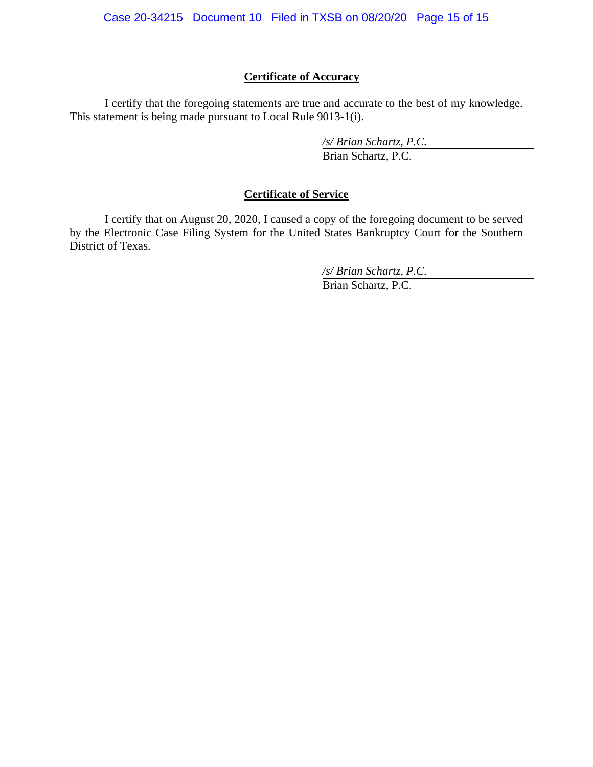**Certificate of Accuracy**

I certify that the foregoing statements are true and accurate to the best of my knowledge. This statement is being made pursuant to Local Rule 9013-1(i).

*/s/ Brian Schartz, P.C.*
Brian Schartz, P.C.

**Certificate of Service**

I certify that on August 20, 2020, I caused a copy of the foregoing document to be served by the Electronic Case Filing System for the United States Bankruptcy Court for the Southern District of Texas.

*/s/ Brian Schartz, P.C.*
Brian Schartz, P.C.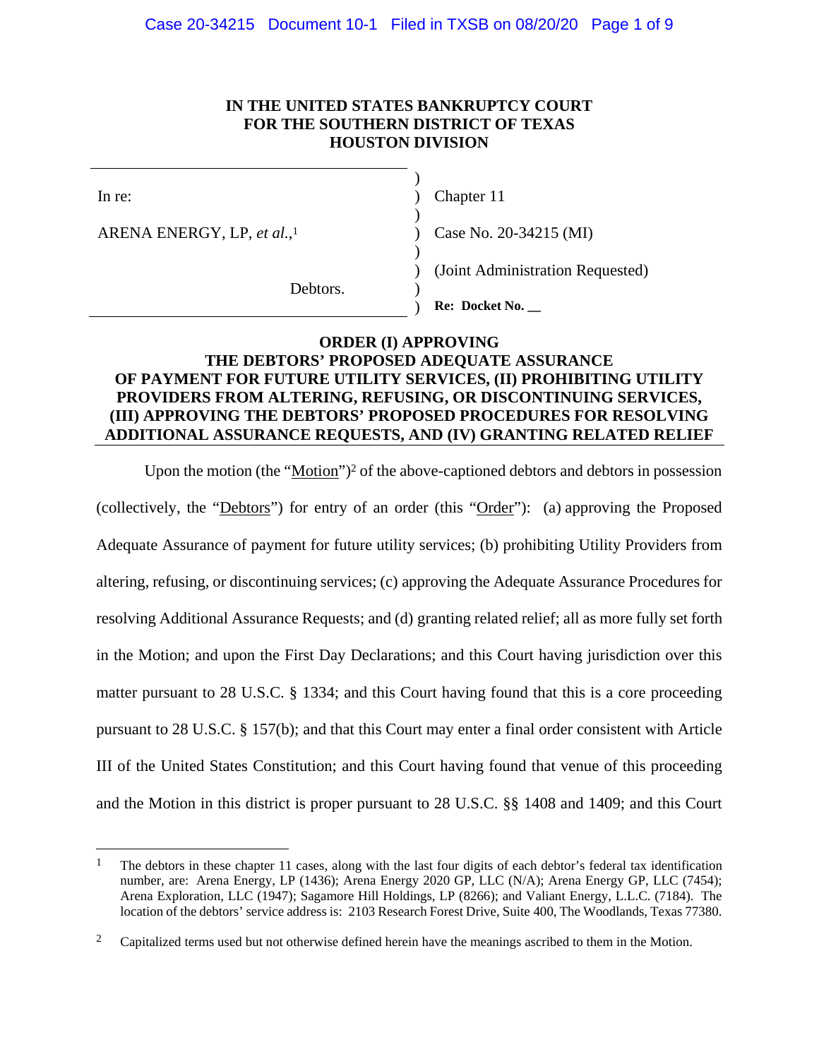# IN THE UNITED STATES BANKRUPTCY COURT FOR THE SOUTHERN DISTRICT OF TEXAS HOUSTON DIVISION

| | | |
|---|---|---|
| In re: | ) | Chapter 11 |
| | ) | |
| ARENA ENERGY, LP, *et al.*,[1] | ) | Case No. 20-34215 (MI) |
| | ) | |
| | ) | (Joint Administration Requested) |
| Debtors. | ) | |
| | ) | **Re: Docket No. __** |

## ORDER (I) APPROVING THE DEBTORS' PROPOSED ADEQUATE ASSURANCE OF PAYMENT FOR FUTURE UTILITY SERVICES, (II) PROHIBITING UTILITY PROVIDERS FROM ALTERING, REFUSING, OR DISCONTINUING SERVICES, (III) APPROVING THE DEBTORS' PROPOSED PROCEDURES FOR RESOLVING ADDITIONAL ASSURANCE REQUESTS, AND (IV) GRANTING RELATED RELIEF

Upon the motion (the "Motion")[2] of the above-captioned debtors and debtors in possession (collectively, the "Debtors") for entry of an order (this "Order"): (a) approving the Proposed Adequate Assurance of payment for future utility services; (b) prohibiting Utility Providers from altering, refusing, or discontinuing services; (c) approving the Adequate Assurance Procedures for resolving Additional Assurance Requests; and (d) granting related relief; all as more fully set forth in the Motion; and upon the First Day Declarations; and this Court having jurisdiction over this matter pursuant to 28 U.S.C. § 1334; and this Court having found that this is a core proceeding pursuant to 28 U.S.C. § 157(b); and that this Court may enter a final order consistent with Article III of the United States Constitution; and this Court having found that venue of this proceeding and the Motion in this district is proper pursuant to 28 U.S.C. §§ 1408 and 1409; and this Court

---

[1] The debtors in these chapter 11 cases, along with the last four digits of each debtor's federal tax identification number, are: Arena Energy, LP (1436); Arena Energy 2020 GP, LLC (N/A); Arena Energy GP, LLC (7454); Arena Exploration, LLC (1947); Sagamore Hill Holdings, LP (8266); and Valiant Energy, L.L.C. (7184). The location of the debtors' service address is: 2103 Research Forest Drive, Suite 400, The Woodlands, Texas 77380.

[2] Capitalized terms used but not otherwise defined herein have the meanings ascribed to them in the Motion.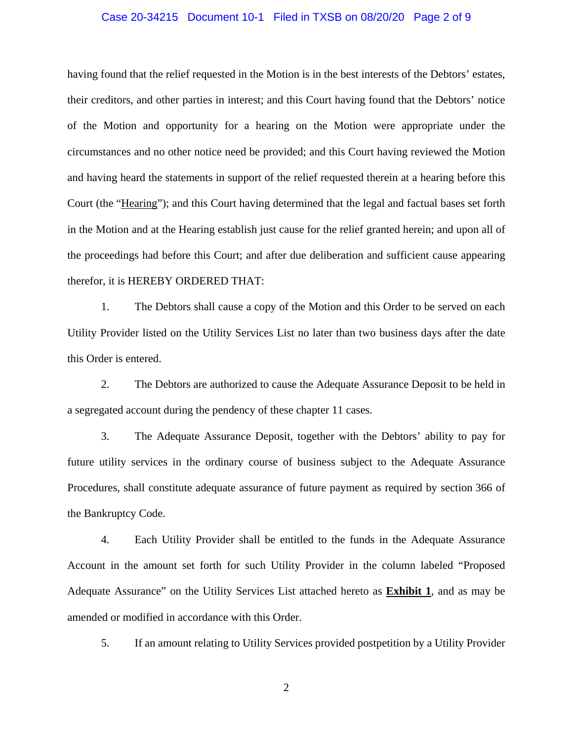having found that the relief requested in the Motion is in the best interests of the Debtors' estates, their creditors, and other parties in interest; and this Court having found that the Debtors' notice of the Motion and opportunity for a hearing on the Motion were appropriate under the circumstances and no other notice need be provided; and this Court having reviewed the Motion and having heard the statements in support of the relief requested therein at a hearing before this Court (the "Hearing"); and this Court having determined that the legal and factual bases set forth in the Motion and at the Hearing establish just cause for the relief granted herein; and upon all of the proceedings had before this Court; and after due deliberation and sufficient cause appearing therefor, it is HEREBY ORDERED THAT:

1. The Debtors shall cause a copy of the Motion and this Order to be served on each Utility Provider listed on the Utility Services List no later than two business days after the date this Order is entered.

2. The Debtors are authorized to cause the Adequate Assurance Deposit to be held in a segregated account during the pendency of these chapter 11 cases.

3. The Adequate Assurance Deposit, together with the Debtors' ability to pay for future utility services in the ordinary course of business subject to the Adequate Assurance Procedures, shall constitute adequate assurance of future payment as required by section 366 of the Bankruptcy Code.

4. Each Utility Provider shall be entitled to the funds in the Adequate Assurance Account in the amount set forth for such Utility Provider in the column labeled "Proposed Adequate Assurance" on the Utility Services List attached hereto as **Exhibit 1**, and as may be amended or modified in accordance with this Order.

5. If an amount relating to Utility Services provided postpetition by a Utility Provider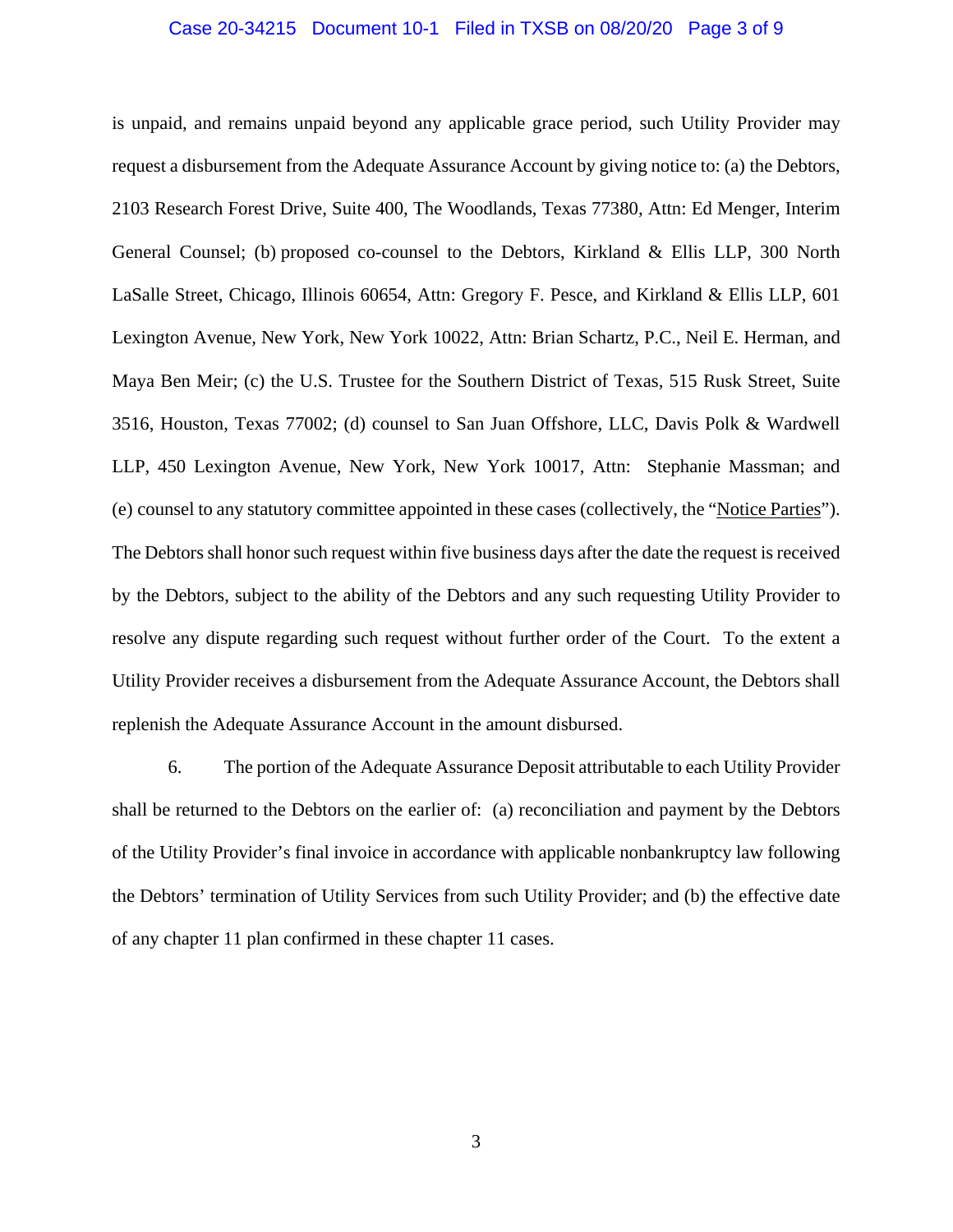is unpaid, and remains unpaid beyond any applicable grace period, such Utility Provider may request a disbursement from the Adequate Assurance Account by giving notice to: (a) the Debtors, 2103 Research Forest Drive, Suite 400, The Woodlands, Texas 77380, Attn: Ed Menger, Interim General Counsel; (b) proposed co-counsel to the Debtors, Kirkland & Ellis LLP, 300 North LaSalle Street, Chicago, Illinois 60654, Attn: Gregory F. Pesce, and Kirkland & Ellis LLP, 601 Lexington Avenue, New York, New York 10022, Attn: Brian Schartz, P.C., Neil E. Herman, and Maya Ben Meir; (c) the U.S. Trustee for the Southern District of Texas, 515 Rusk Street, Suite 3516, Houston, Texas 77002; (d) counsel to San Juan Offshore, LLC, Davis Polk & Wardwell LLP, 450 Lexington Avenue, New York, New York 10017, Attn: Stephanie Massman; and (e) counsel to any statutory committee appointed in these cases (collectively, the "Notice Parties"). The Debtors shall honor such request within five business days after the date the request is received by the Debtors, subject to the ability of the Debtors and any such requesting Utility Provider to resolve any dispute regarding such request without further order of the Court. To the extent a Utility Provider receives a disbursement from the Adequate Assurance Account, the Debtors shall replenish the Adequate Assurance Account in the amount disbursed.

6. The portion of the Adequate Assurance Deposit attributable to each Utility Provider shall be returned to the Debtors on the earlier of: (a) reconciliation and payment by the Debtors of the Utility Provider's final invoice in accordance with applicable nonbankruptcy law following the Debtors' termination of Utility Services from such Utility Provider; and (b) the effective date of any chapter 11 plan confirmed in these chapter 11 cases.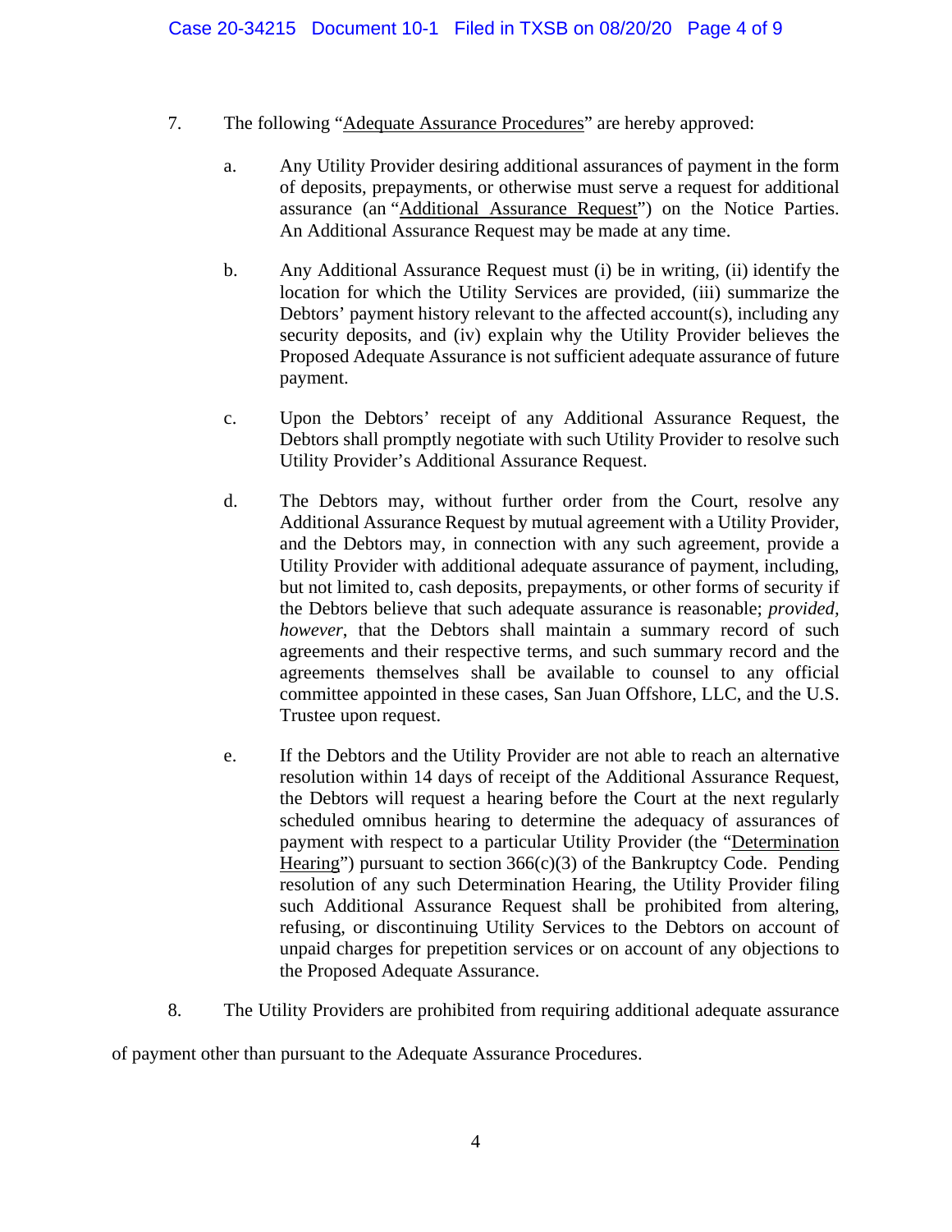7. The following "Adequate Assurance Procedures" are hereby approved:

   a. Any Utility Provider desiring additional assurances of payment in the form of deposits, prepayments, or otherwise must serve a request for additional assurance (an "Additional Assurance Request") on the Notice Parties. An Additional Assurance Request may be made at any time.

   b. Any Additional Assurance Request must (i) be in writing, (ii) identify the location for which the Utility Services are provided, (iii) summarize the Debtors' payment history relevant to the affected account(s), including any security deposits, and (iv) explain why the Utility Provider believes the Proposed Adequate Assurance is not sufficient adequate assurance of future payment.

   c. Upon the Debtors' receipt of any Additional Assurance Request, the Debtors shall promptly negotiate with such Utility Provider to resolve such Utility Provider's Additional Assurance Request.

   d. The Debtors may, without further order from the Court, resolve any Additional Assurance Request by mutual agreement with a Utility Provider, and the Debtors may, in connection with any such agreement, provide a Utility Provider with additional adequate assurance of payment, including, but not limited to, cash deposits, prepayments, or other forms of security if the Debtors believe that such adequate assurance is reasonable; *provided, however*, that the Debtors shall maintain a summary record of such agreements and their respective terms, and such summary record and the agreements themselves shall be available to counsel to any official committee appointed in these cases, San Juan Offshore, LLC, and the U.S. Trustee upon request.

   e. If the Debtors and the Utility Provider are not able to reach an alternative resolution within 14 days of receipt of the Additional Assurance Request, the Debtors will request a hearing before the Court at the next regularly scheduled omnibus hearing to determine the adequacy of assurances of payment with respect to a particular Utility Provider (the "Determination Hearing") pursuant to section 366(c)(3) of the Bankruptcy Code. Pending resolution of any such Determination Hearing, the Utility Provider filing such Additional Assurance Request shall be prohibited from altering, refusing, or discontinuing Utility Services to the Debtors on account of unpaid charges for prepetition services or on account of any objections to the Proposed Adequate Assurance.

8. The Utility Providers are prohibited from requiring additional adequate assurance of payment other than pursuant to the Adequate Assurance Procedures.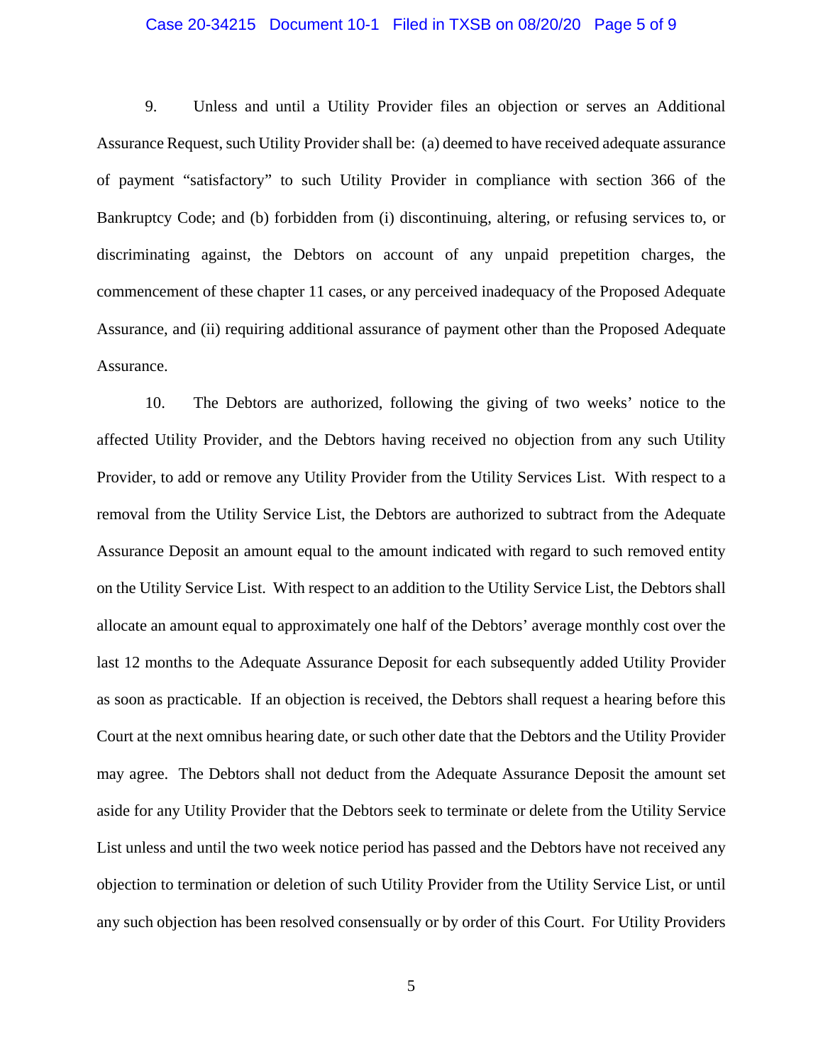9. Unless and until a Utility Provider files an objection or serves an Additional Assurance Request, such Utility Provider shall be: (a) deemed to have received adequate assurance of payment "satisfactory" to such Utility Provider in compliance with section 366 of the Bankruptcy Code; and (b) forbidden from (i) discontinuing, altering, or refusing services to, or discriminating against, the Debtors on account of any unpaid prepetition charges, the commencement of these chapter 11 cases, or any perceived inadequacy of the Proposed Adequate Assurance, and (ii) requiring additional assurance of payment other than the Proposed Adequate Assurance.

10. The Debtors are authorized, following the giving of two weeks' notice to the affected Utility Provider, and the Debtors having received no objection from any such Utility Provider, to add or remove any Utility Provider from the Utility Services List. With respect to a removal from the Utility Service List, the Debtors are authorized to subtract from the Adequate Assurance Deposit an amount equal to the amount indicated with regard to such removed entity on the Utility Service List. With respect to an addition to the Utility Service List, the Debtors shall allocate an amount equal to approximately one half of the Debtors' average monthly cost over the last 12 months to the Adequate Assurance Deposit for each subsequently added Utility Provider as soon as practicable. If an objection is received, the Debtors shall request a hearing before this Court at the next omnibus hearing date, or such other date that the Debtors and the Utility Provider may agree. The Debtors shall not deduct from the Adequate Assurance Deposit the amount set aside for any Utility Provider that the Debtors seek to terminate or delete from the Utility Service List unless and until the two week notice period has passed and the Debtors have not received any objection to termination or deletion of such Utility Provider from the Utility Service List, or until any such objection has been resolved consensually or by order of this Court. For Utility Providers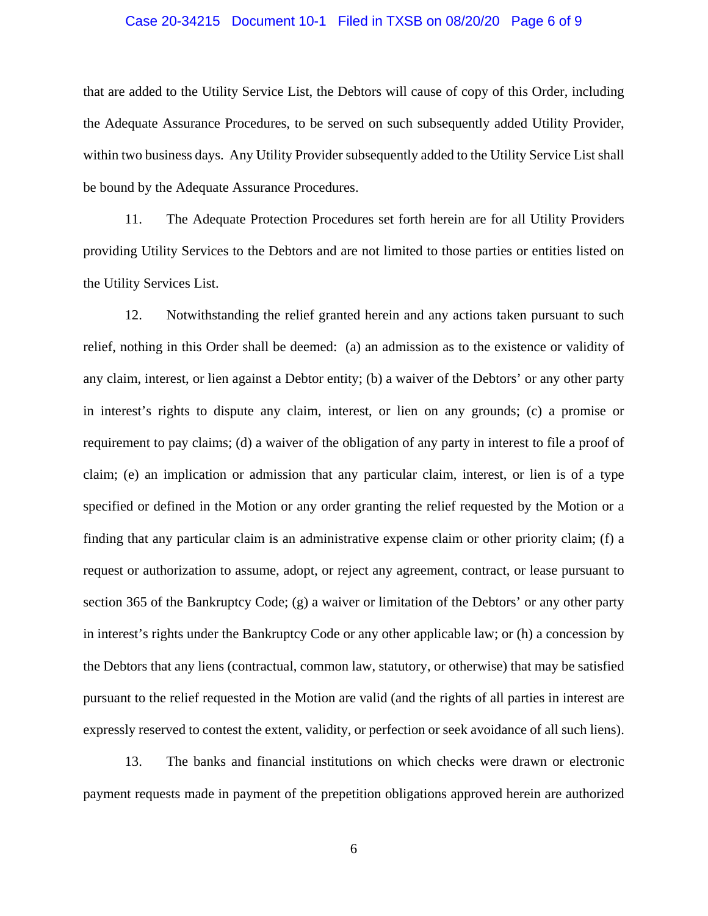that are added to the Utility Service List, the Debtors will cause of copy of this Order, including the Adequate Assurance Procedures, to be served on such subsequently added Utility Provider, within two business days. Any Utility Provider subsequently added to the Utility Service List shall be bound by the Adequate Assurance Procedures.

11. The Adequate Protection Procedures set forth herein are for all Utility Providers providing Utility Services to the Debtors and are not limited to those parties or entities listed on the Utility Services List.

12. Notwithstanding the relief granted herein and any actions taken pursuant to such relief, nothing in this Order shall be deemed: (a) an admission as to the existence or validity of any claim, interest, or lien against a Debtor entity; (b) a waiver of the Debtors' or any other party in interest's rights to dispute any claim, interest, or lien on any grounds; (c) a promise or requirement to pay claims; (d) a waiver of the obligation of any party in interest to file a proof of claim; (e) an implication or admission that any particular claim, interest, or lien is of a type specified or defined in the Motion or any order granting the relief requested by the Motion or a finding that any particular claim is an administrative expense claim or other priority claim; (f) a request or authorization to assume, adopt, or reject any agreement, contract, or lease pursuant to section 365 of the Bankruptcy Code; (g) a waiver or limitation of the Debtors' or any other party in interest's rights under the Bankruptcy Code or any other applicable law; or (h) a concession by the Debtors that any liens (contractual, common law, statutory, or otherwise) that may be satisfied pursuant to the relief requested in the Motion are valid (and the rights of all parties in interest are expressly reserved to contest the extent, validity, or perfection or seek avoidance of all such liens).

13. The banks and financial institutions on which checks were drawn or electronic payment requests made in payment of the prepetition obligations approved herein are authorized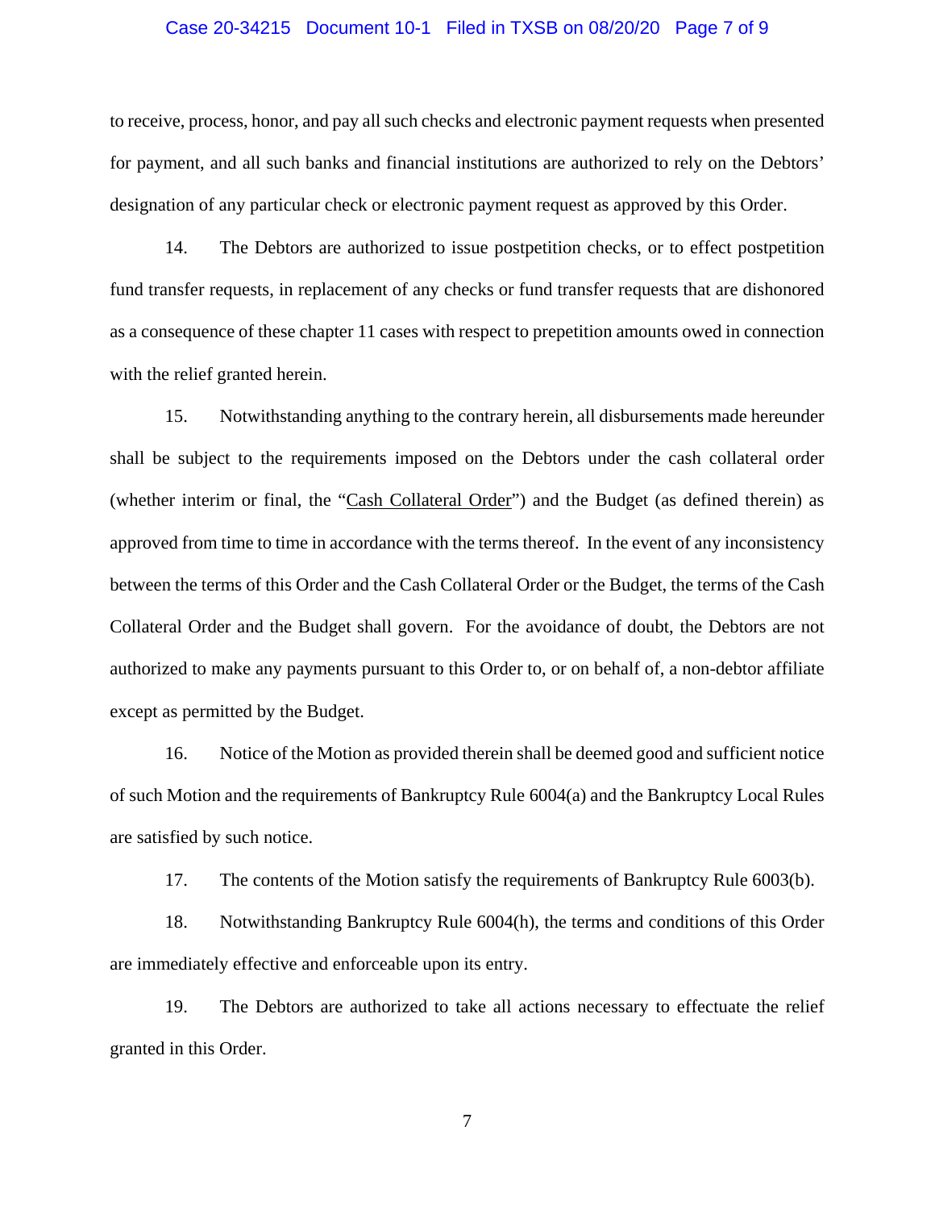to receive, process, honor, and pay all such checks and electronic payment requests when presented for payment, and all such banks and financial institutions are authorized to rely on the Debtors' designation of any particular check or electronic payment request as approved by this Order.

14. The Debtors are authorized to issue postpetition checks, or to effect postpetition fund transfer requests, in replacement of any checks or fund transfer requests that are dishonored as a consequence of these chapter 11 cases with respect to prepetition amounts owed in connection with the relief granted herein.

15. Notwithstanding anything to the contrary herein, all disbursements made hereunder shall be subject to the requirements imposed on the Debtors under the cash collateral order (whether interim or final, the "Cash Collateral Order") and the Budget (as defined therein) as approved from time to time in accordance with the terms thereof. In the event of any inconsistency between the terms of this Order and the Cash Collateral Order or the Budget, the terms of the Cash Collateral Order and the Budget shall govern. For the avoidance of doubt, the Debtors are not authorized to make any payments pursuant to this Order to, or on behalf of, a non-debtor affiliate except as permitted by the Budget.

16. Notice of the Motion as provided therein shall be deemed good and sufficient notice of such Motion and the requirements of Bankruptcy Rule 6004(a) and the Bankruptcy Local Rules are satisfied by such notice.

17. The contents of the Motion satisfy the requirements of Bankruptcy Rule 6003(b).

18. Notwithstanding Bankruptcy Rule 6004(h), the terms and conditions of this Order are immediately effective and enforceable upon its entry.

19. The Debtors are authorized to take all actions necessary to effectuate the relief granted in this Order.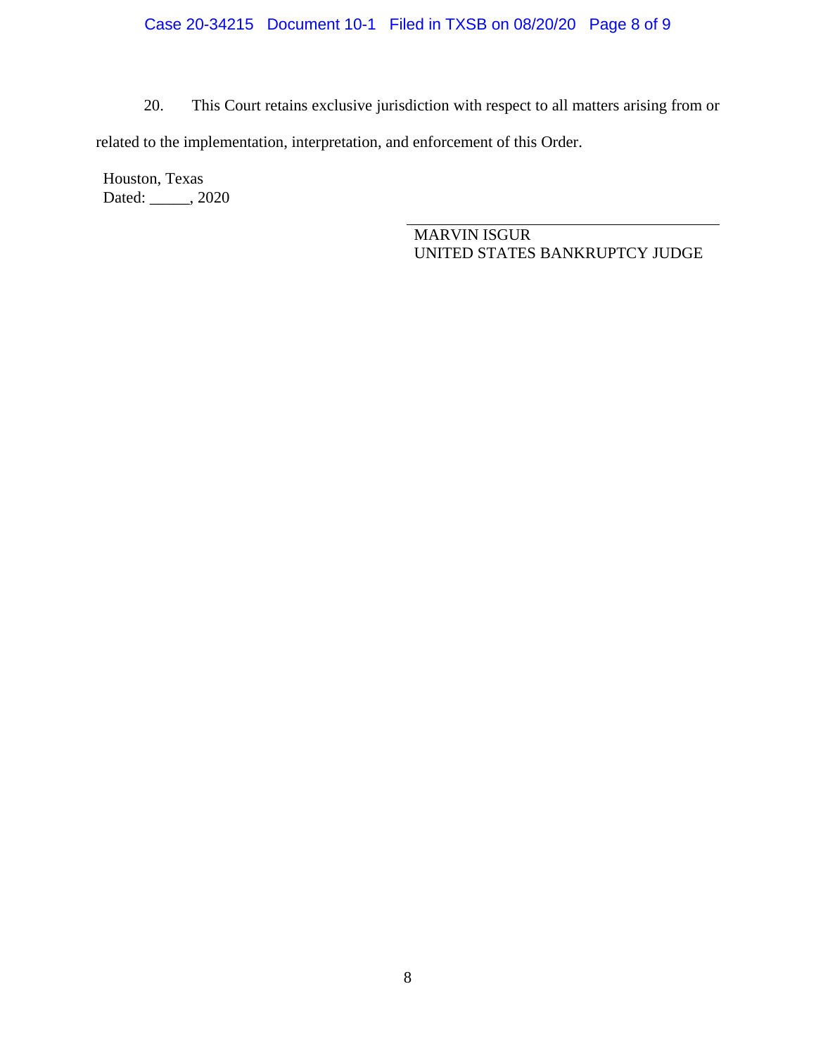20. This Court retains exclusive jurisdiction with respect to all matters arising from or related to the implementation, interpretation, and enforcement of this Order.

Houston, Texas
Dated: _____, 2020

MARVIN ISGUR
UNITED STATES BANKRUPTCY JUDGE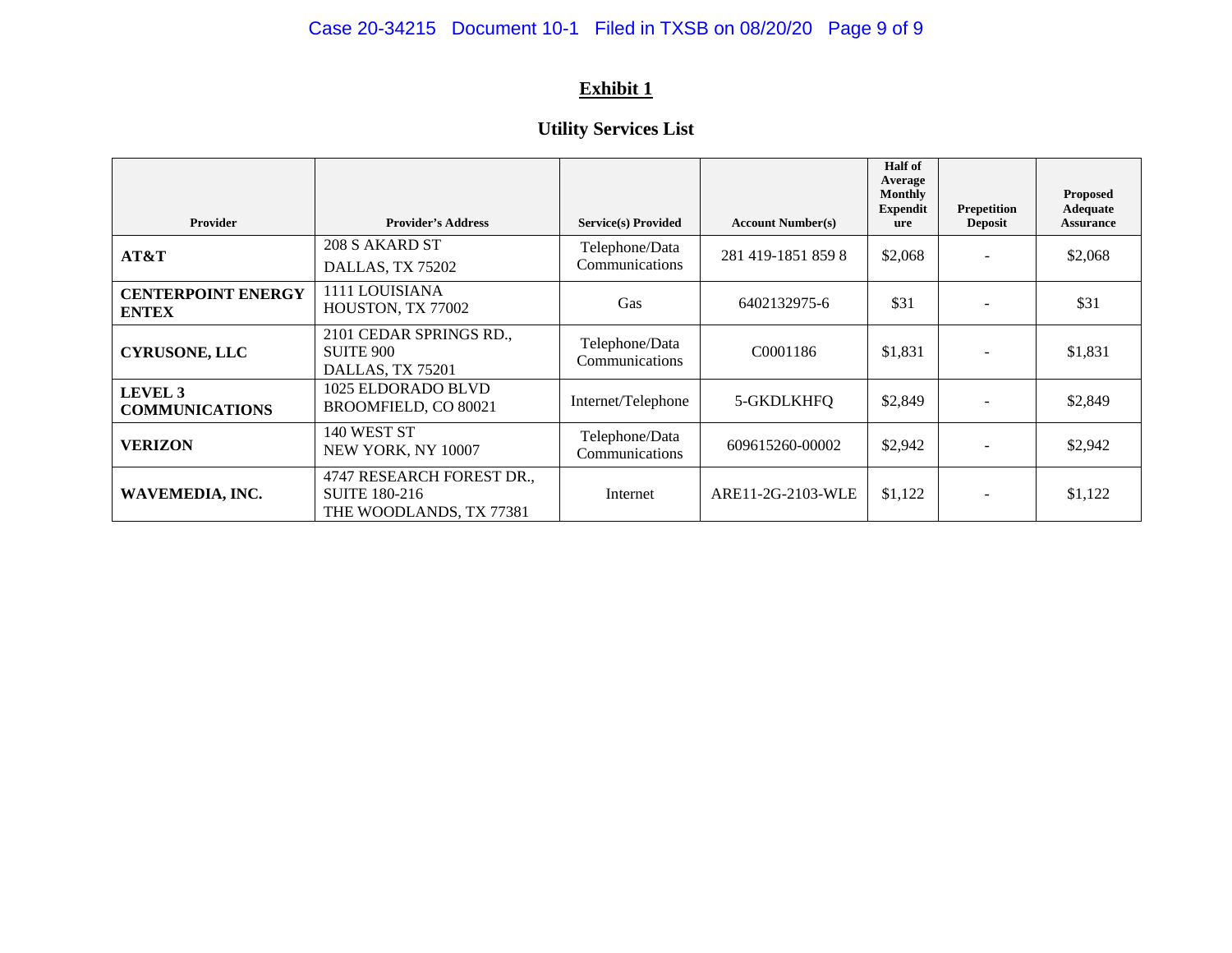## Exhibit 1

### Utility Services List

| Provider | Provider's Address | Service(s) Provided | Account Number(s) | Half of Average Monthly Expenditure | Prepetition Deposit | Proposed Adequate Assurance |
|---|---|---|---|---|---|---|
| **AT&T** | 208 S AKARD ST DALLAS, TX 75202 | Telephone/Data Communications | 281 419-1851 859 8 | $2,068 | - | $2,068 |
| **CENTERPOINT ENERGY ENTEX** | 1111 LOUISIANA HOUSTON, TX 77002 | Gas | 6402132975-6 | $31 | - | $31 |
| **CYRUSONE, LLC** | 2101 CEDAR SPRINGS RD., SUITE 900 DALLAS, TX 75201 | Telephone/Data Communications | C0001186 | $1,831 | - | $1,831 |
| **LEVEL 3 COMMUNICATIONS** | 1025 ELDORADO BLVD BROOMFIELD, CO 80021 | Internet/Telephone | 5-GKDLKHFQ | $2,849 | - | $2,849 |
| **VERIZON** | 140 WEST ST NEW YORK, NY 10007 | Telephone/Data Communications | 609615260-00002 | $2,942 | - | $2,942 |
| **WAVEMEDIA, INC.** | 4747 RESEARCH FOREST DR., SUITE 180-216 THE WOODLANDS, TX 77381 | Internet | ARE11-2G-2103-WLE | $1,122 | - | $1,122 |